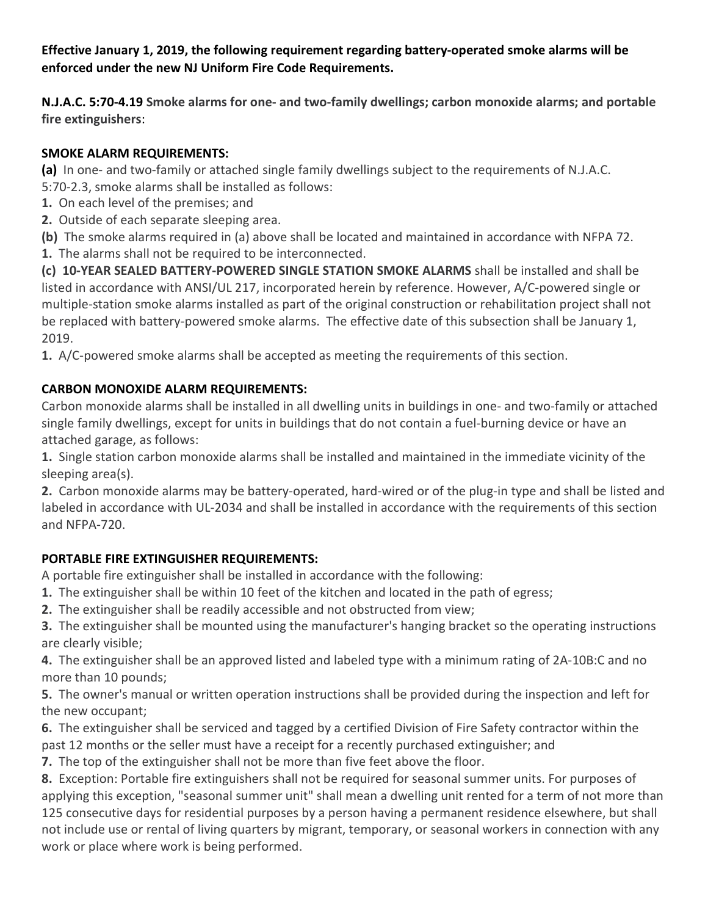**Effective January 1, 2019, the following requirement regarding battery-operated smoke alarms will be enforced under the new NJ Uniform Fire Code Requirements.**

**N.J.A.C. 5:70-4.19 Smoke alarms for one- and two-family dwellings; carbon monoxide alarms; and portable fire extinguishers**:

**SMOKE ALARM REQUIREMENTS:**

**(a)** In one- and two-family or attached single family dwellings subject to the requirements of N.J.A.C. 5:70-2.3, smoke alarms shall be installed as follows:

**1.** On each level of the premises; and

**2.** Outside of each separate sleeping area.

**(b)** The smoke alarms required in (a) above shall be located and maintained in accordance with NFPA 72.

**1.** The alarms shall not be required to be interconnected.

**(c) 10-YEAR SEALED BATTERY-POWERED SINGLE STATION SMOKE ALARMS** shall be installed and shall be listed in accordance with ANSI/UL 217, incorporated herein by reference. However, A/C-powered single or multiple-station smoke alarms installed as part of the original construction or rehabilitation project shall not be replaced with battery-powered smoke alarms. The effective date of this subsection shall be January 1, 2019.

**1.** A/C-powered smoke alarms shall be accepted as meeting the requirements of this section.

**CARBON MONOXIDE ALARM REQUIREMENTS:**

Carbon monoxide alarms shall be installed in all dwelling units in buildings in one- and two-family or attached single family dwellings, except for units in buildings that do not contain a fuel-burning device or have an attached garage, as follows:

**1.** Single station carbon monoxide alarms shall be installed and maintained in the immediate vicinity of the sleeping area(s).

**2.** Carbon monoxide alarms may be battery-operated, hard-wired or of the plug-in type and shall be listed and labeled in accordance with UL-2034 and shall be installed in accordance with the requirements of this section and NFPA-720.

**PORTABLE FIRE EXTINGUISHER REQUIREMENTS:**

A portable fire extinguisher shall be installed in accordance with the following:

**1.** The extinguisher shall be within 10 feet of the kitchen and located in the path of egress;

**2.** The extinguisher shall be readily accessible and not obstructed from view;

**3.** The extinguisher shall be mounted using the manufacturer's hanging bracket so the operating instructions are clearly visible;

**4.** The extinguisher shall be an approved listed and labeled type with a minimum rating of 2A-10B:C and no more than 10 pounds;

**5.** The owner's manual or written operation instructions shall be provided during the inspection and left for the new occupant;

**6.** The extinguisher shall be serviced and tagged by a certified Division of Fire Safety contractor within the past 12 months or the seller must have a receipt for a recently purchased extinguisher; and

**7.** The top of the extinguisher shall not be more than five feet above the floor.

**8.** Exception: Portable fire extinguishers shall not be required for seasonal summer units. For purposes of applying this exception, "seasonal summer unit" shall mean a dwelling unit rented for a term of not more than 125 consecutive days for residential purposes by a person having a permanent residence elsewhere, but shall not include use or rental of living quarters by migrant, temporary, or seasonal workers in connection with any work or place where work is being performed.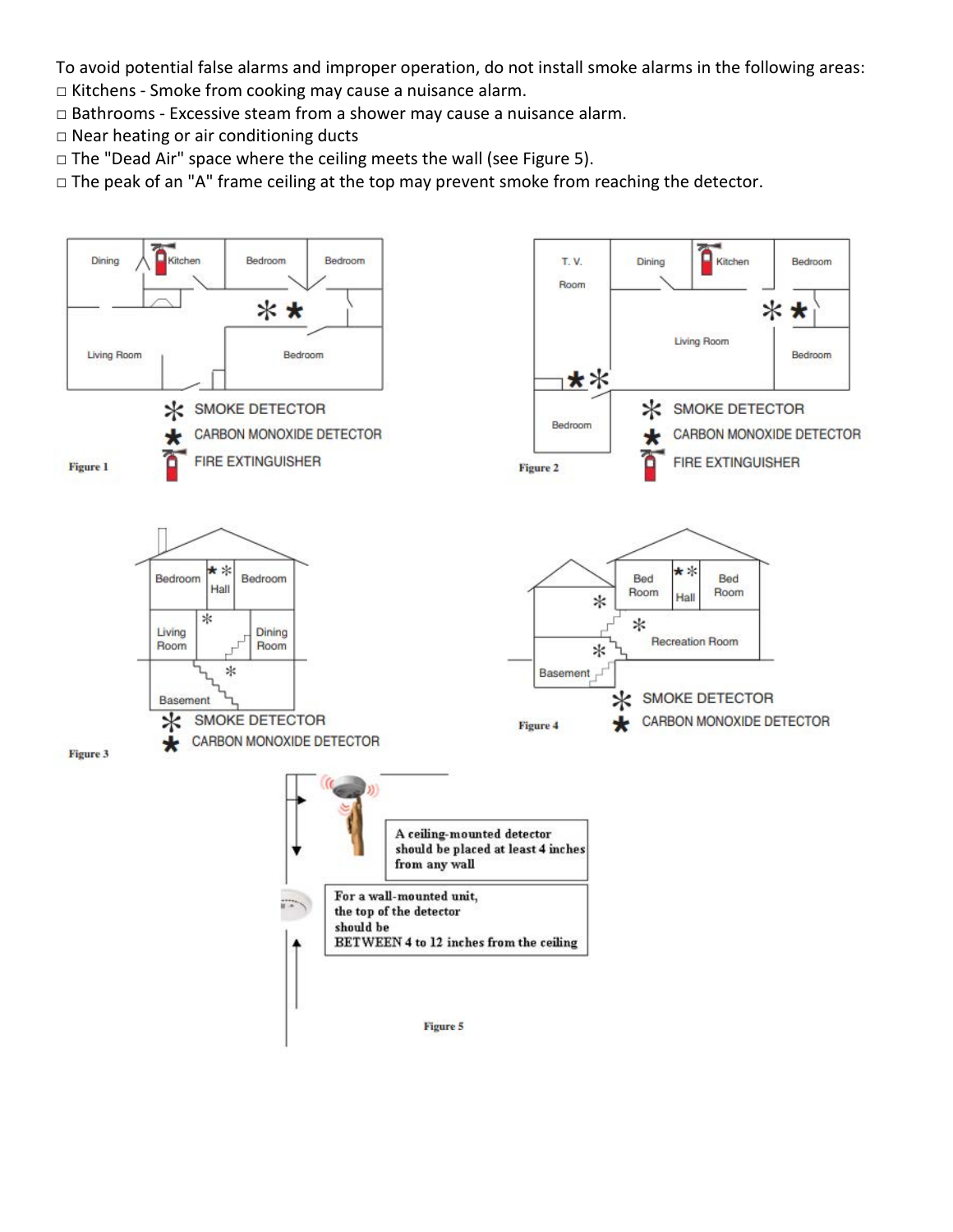To avoid potential false alarms and improper operation, do not install smoke alarms in the following areas:

- □ Kitchens - Smoke from cooking may cause a nuisance alarm.
- □ Bathrooms - Excessive steam from a shower may cause a nuisance alarm.
- □ Near heating or air conditioning ducts
- □ The "Dead Air" space where the ceiling meets the wall (see Figure 5).
- □ The peak of an "A" frame ceiling at the top may prevent smoke from reaching the detector.

Dining
Kitchen
Bedroom
Bedroom
Living Room
Bedroom

SMOKE DETECTOR
CARBON MONOXIDE DETECTOR
FIRE EXTINGUISHER

Figure 1

T. V. Room
Dining
Kitchen
Bedroom
Living Room
Bedroom
Bedroom

SMOKE DETECTOR
CARBON MONOXIDE DETECTOR
FIRE EXTINGUISHER

Figure 2

Bedroom
Hall
Bedroom
Living Room
Dining Room
Basement

SMOKE DETECTOR
CARBON MONOXIDE DETECTOR

Figure 3

Bed Room
Hall
Bed Room
Recreation Room
Basement

SMOKE DETECTOR
CARBON MONOXIDE DETECTOR

Figure 4

A ceiling-mounted detector should be placed at least 4 inches from any wall

For a wall-mounted unit, the top of the detector should be BETWEEN 4 to 12 inches from the ceiling

Figure 5